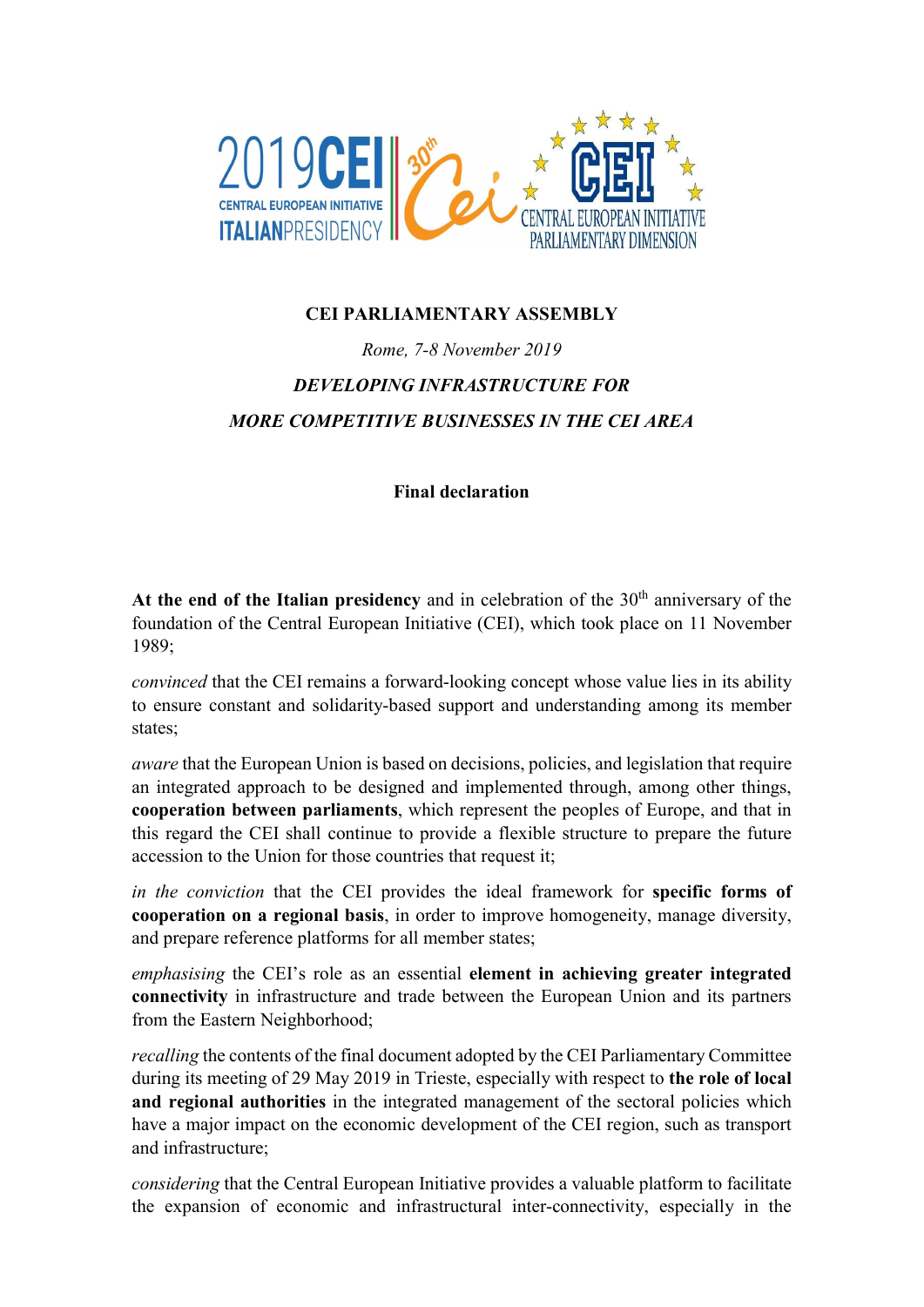**CEI PARLIAMENTARY ASSEMBLY**

*Rome, 7-8 November 2019*

***DEVELOPING INFRASTRUCTURE FOR MORE COMPETITIVE BUSINESSES IN THE CEI AREA***

**Final declaration**

**At the end of the Italian presidency** and in celebration of the 30th anniversary of the foundation of the Central European Initiative (CEI), which took place on 11 November 1989;

*convinced* that the CEI remains a forward-looking concept whose value lies in its ability to ensure constant and solidarity-based support and understanding among its member states;

*aware* that the European Union is based on decisions, policies, and legislation that require an integrated approach to be designed and implemented through, among other things, **cooperation between parliaments**, which represent the peoples of Europe, and that in this regard the CEI shall continue to provide a flexible structure to prepare the future accession to the Union for those countries that request it;

*in the conviction* that the CEI provides the ideal framework for **specific forms of cooperation on a regional basis**, in order to improve homogeneity, manage diversity, and prepare reference platforms for all member states;

*emphasising* the CEI's role as an essential **element in achieving greater integrated connectivity** in infrastructure and trade between the European Union and its partners from the Eastern Neighborhood;

*recalling* the contents of the final document adopted by the CEI Parliamentary Committee during its meeting of 29 May 2019 in Trieste, especially with respect to **the role of local and regional authorities** in the integrated management of the sectoral policies which have a major impact on the economic development of the CEI region, such as transport and infrastructure;

*considering* that the Central European Initiative provides a valuable platform to facilitate the expansion of economic and infrastructural inter-connectivity, especially in the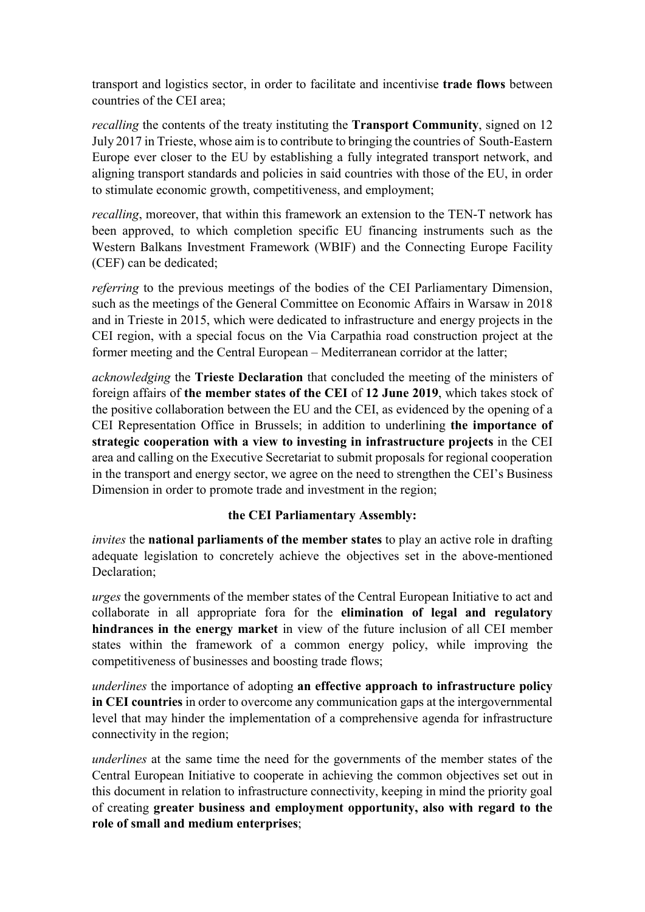transport and logistics sector, in order to facilitate and incentivise **trade flows** between countries of the CEI area;

*recalling* the contents of the treaty instituting the **Transport Community**, signed on 12 July 2017 in Trieste, whose aim is to contribute to bringing the countries of South-Eastern Europe ever closer to the EU by establishing a fully integrated transport network, and aligning transport standards and policies in said countries with those of the EU, in order to stimulate economic growth, competitiveness, and employment;

*recalling*, moreover, that within this framework an extension to the TEN-T network has been approved, to which completion specific EU financing instruments such as the Western Balkans Investment Framework (WBIF) and the Connecting Europe Facility (CEF) can be dedicated;

*referring* to the previous meetings of the bodies of the CEI Parliamentary Dimension, such as the meetings of the General Committee on Economic Affairs in Warsaw in 2018 and in Trieste in 2015, which were dedicated to infrastructure and energy projects in the CEI region, with a special focus on the Via Carpathia road construction project at the former meeting and the Central European – Mediterranean corridor at the latter;

*acknowledging* the **Trieste Declaration** that concluded the meeting of the ministers of foreign affairs of **the member states of the CEI** of **12 June 2019**, which takes stock of the positive collaboration between the EU and the CEI, as evidenced by the opening of a CEI Representation Office in Brussels; in addition to underlining **the importance of strategic cooperation with a view to investing in infrastructure projects** in the CEI area and calling on the Executive Secretariat to submit proposals for regional cooperation in the transport and energy sector, we agree on the need to strengthen the CEI's Business Dimension in order to promote trade and investment in the region;

**the CEI Parliamentary Assembly:**

*invites* the **national parliaments of the member states** to play an active role in drafting adequate legislation to concretely achieve the objectives set in the above-mentioned Declaration;

*urges* the governments of the member states of the Central European Initiative to act and collaborate in all appropriate fora for the **elimination of legal and regulatory hindrances in the energy market** in view of the future inclusion of all CEI member states within the framework of a common energy policy, while improving the competitiveness of businesses and boosting trade flows;

*underlines* the importance of adopting **an effective approach to infrastructure policy in CEI countries** in order to overcome any communication gaps at the intergovernmental level that may hinder the implementation of a comprehensive agenda for infrastructure connectivity in the region;

*underlines* at the same time the need for the governments of the member states of the Central European Initiative to cooperate in achieving the common objectives set out in this document in relation to infrastructure connectivity, keeping in mind the priority goal of creating **greater business and employment opportunity, also with regard to the role of small and medium enterprises**;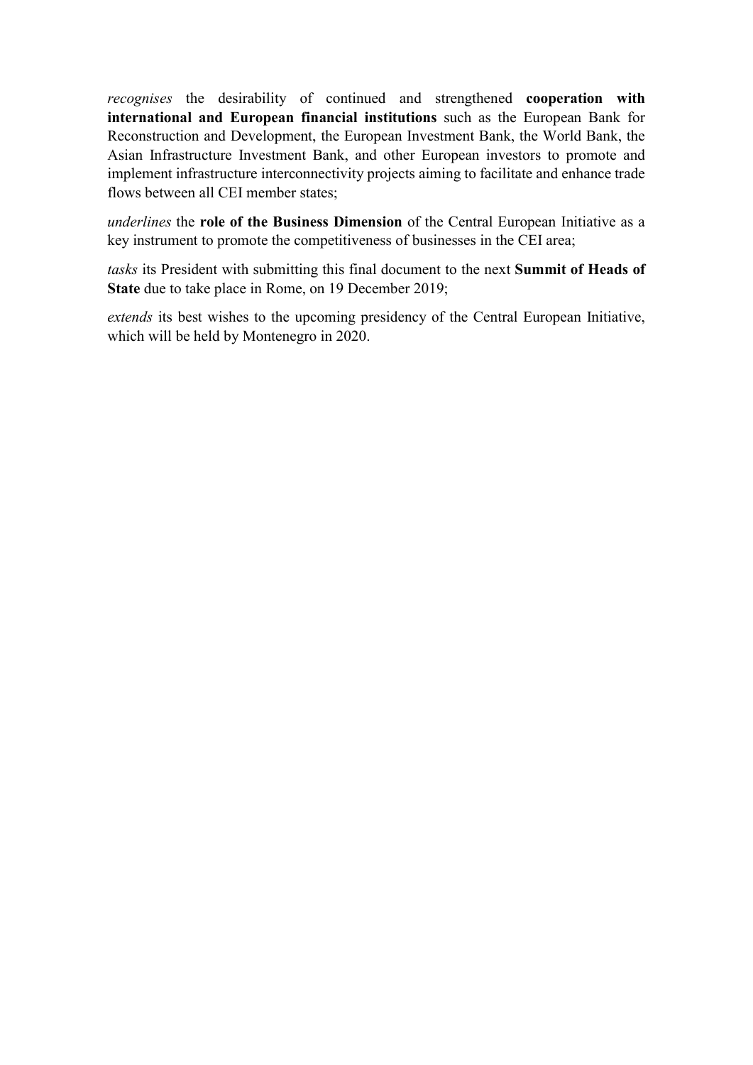*recognises* the desirability of continued and strengthened **cooperation with international and European financial institutions** such as the European Bank for Reconstruction and Development, the European Investment Bank, the World Bank, the Asian Infrastructure Investment Bank, and other European investors to promote and implement infrastructure interconnectivity projects aiming to facilitate and enhance trade flows between all CEI member states;

*underlines* the **role of the Business Dimension** of the Central European Initiative as a key instrument to promote the competitiveness of businesses in the CEI area;

*tasks* its President with submitting this final document to the next **Summit of Heads of State** due to take place in Rome, on 19 December 2019;

*extends* its best wishes to the upcoming presidency of the Central European Initiative, which will be held by Montenegro in 2020.